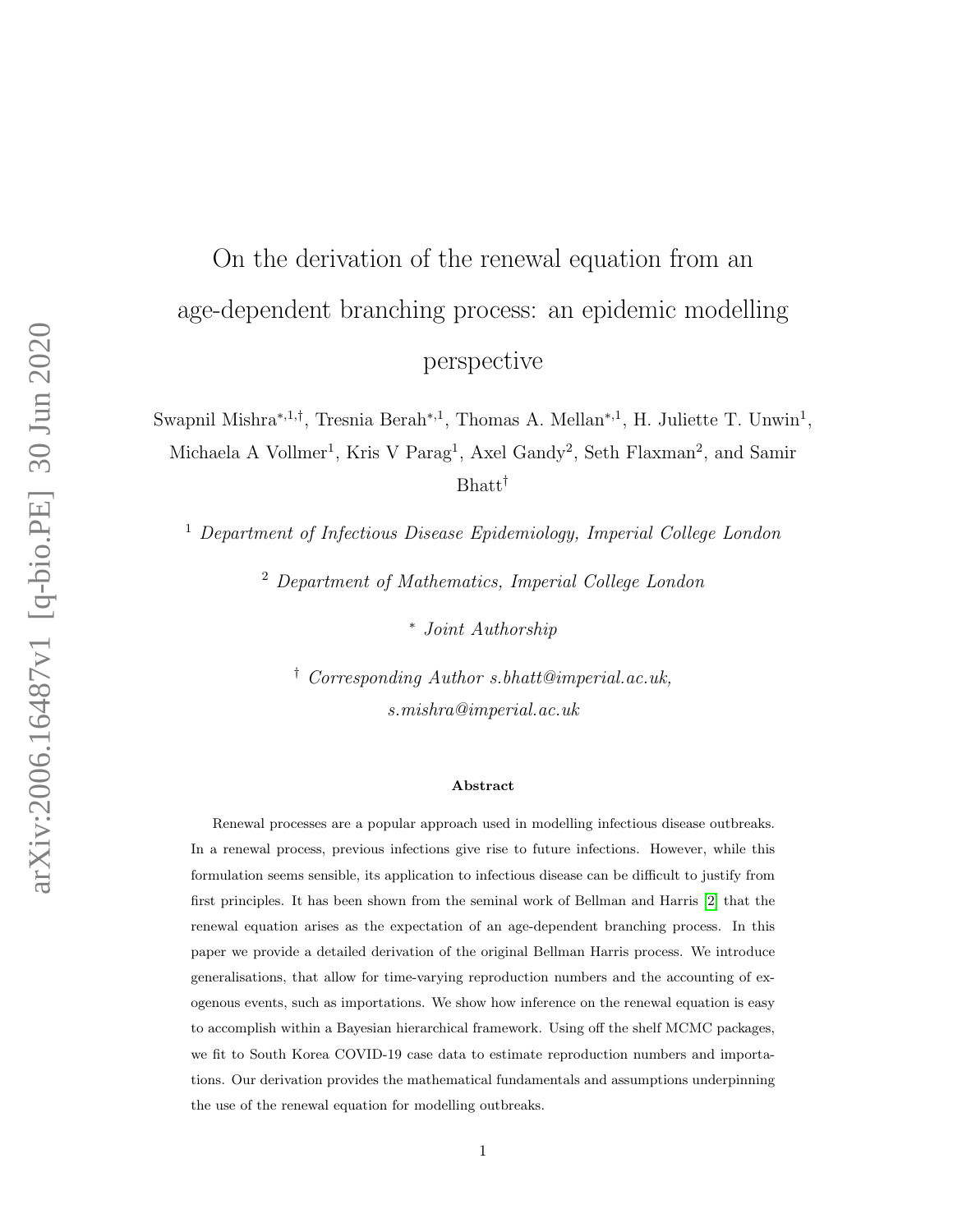# On the derivation of the renewal equation from an age-dependent branching process: an epidemic modelling perspective

Swapnil Mishra[*,1,†], Tresnia Berah[*,1], Thomas A. Mellan[*,1], H. Juliette T. Unwin[1], Michaela A Vollmer[1], Kris V Parag[1], Axel Gandy[2], Seth Flaxman[2], and Samir Bhatt[†]

[1] *Department of Infectious Disease Epidemiology, Imperial College London*

[2] *Department of Mathematics, Imperial College London*

[*] *Joint Authorship*

[†] *Corresponding Author s.bhatt@imperial.ac.uk, s.mishra@imperial.ac.uk*

### Abstract

Renewal processes are a popular approach used in modelling infectious disease outbreaks. In a renewal process, previous infections give rise to future infections. However, while this formulation seems sensible, its application to infectious disease can be difficult to justify from first principles. It has been shown from the seminal work of Bellman and Harris [2] that the renewal equation arises as the expectation of an age-dependent branching process. In this paper we provide a detailed derivation of the original Bellman Harris process. We introduce generalisations, that allow for time-varying reproduction numbers and the accounting of exogenous events, such as importations. We show how inference on the renewal equation is easy to accomplish within a Bayesian hierarchical framework. Using off the shelf MCMC packages, we fit to South Korea COVID-19 case data to estimate reproduction numbers and importations. Our derivation provides the mathematical fundamentals and assumptions underpinning the use of the renewal equation for modelling outbreaks.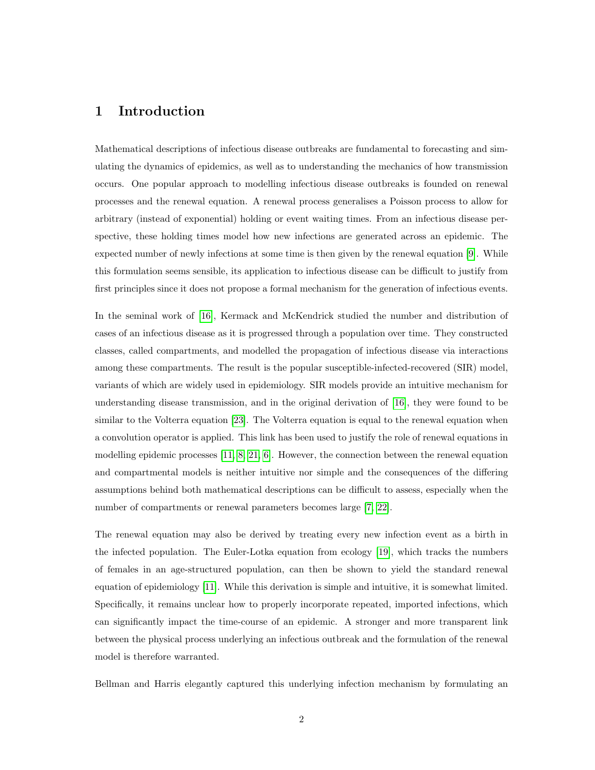# 1 Introduction

Mathematical descriptions of infectious disease outbreaks are fundamental to forecasting and simulating the dynamics of epidemics, as well as to understanding the mechanics of how transmission occurs. One popular approach to modelling infectious disease outbreaks is founded on renewal processes and the renewal equation. A renewal process generalises a Poisson process to allow for arbitrary (instead of exponential) holding or event waiting times. From an infectious disease perspective, these holding times model how new infections are generated across an epidemic. The expected number of newly infections at some time is then given by the renewal equation [9]. While this formulation seems sensible, its application to infectious disease can be difficult to justify from first principles since it does not propose a formal mechanism for the generation of infectious events.

In the seminal work of [16], Kermack and McKendrick studied the number and distribution of cases of an infectious disease as it is progressed through a population over time. They constructed classes, called compartments, and modelled the propagation of infectious disease via interactions among these compartments. The result is the popular susceptible-infected-recovered (SIR) model, variants of which are widely used in epidemiology. SIR models provide an intuitive mechanism for understanding disease transmission, and in the original derivation of [16], they were found to be similar to the Volterra equation [23]. The Volterra equation is equal to the renewal equation when a convolution operator is applied. This link has been used to justify the role of renewal equations in modelling epidemic processes [11, 8, 21, 6]. However, the connection between the renewal equation and compartmental models is neither intuitive nor simple and the consequences of the differing assumptions behind both mathematical descriptions can be difficult to assess, especially when the number of compartments or renewal parameters becomes large [7, 22].

The renewal equation may also be derived by treating every new infection event as a birth in the infected population. The Euler-Lotka equation from ecology [19], which tracks the numbers of females in an age-structured population, can then be shown to yield the standard renewal equation of epidemiology [11]. While this derivation is simple and intuitive, it is somewhat limited. Specifically, it remains unclear how to properly incorporate repeated, imported infections, which can significantly impact the time-course of an epidemic. A stronger and more transparent link between the physical process underlying an infectious outbreak and the formulation of the renewal model is therefore warranted.

Bellman and Harris elegantly captured this underlying infection mechanism by formulating an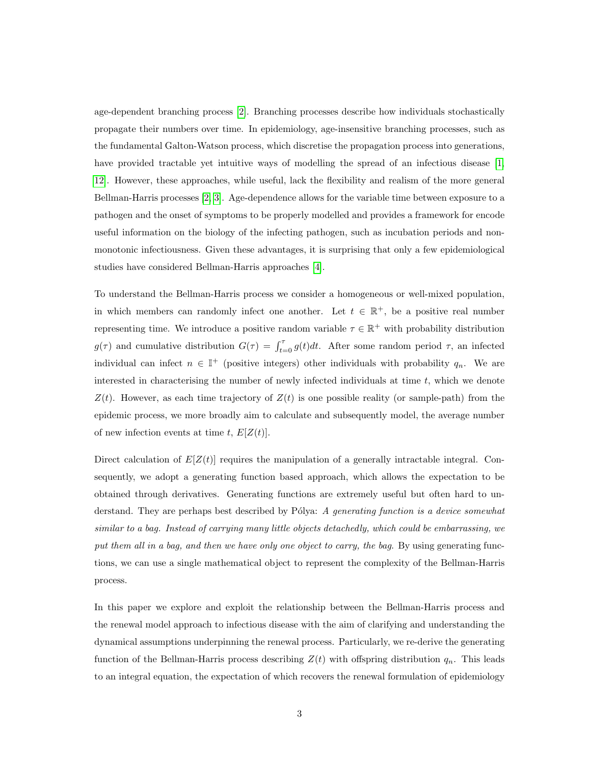age-dependent branching process [2]. Branching processes describe how individuals stochastically propagate their numbers over time. In epidemiology, age-insensitive branching processes, such as the fundamental Galton-Watson process, which discretise the propagation process into generations, have provided tractable yet intuitive ways of modelling the spread of an infectious disease [1, 12]. However, these approaches, while useful, lack the flexibility and realism of the more general Bellman-Harris processes [2, 3]. Age-dependence allows for the variable time between exposure to a pathogen and the onset of symptoms to be properly modelled and provides a framework for encode useful information on the biology of the infecting pathogen, such as incubation periods and non-monotonic infectiousness. Given these advantages, it is surprising that only a few epidemiological studies have considered Bellman-Harris approaches [4].

To understand the Bellman-Harris process we consider a homogeneous or well-mixed population, in which members can randomly infect one another. Let $t \in \mathbb{R}^+$, be a positive real number representing time. We introduce a positive random variable $\tau \in \mathbb{R}^+$ with probability distribution $g(\tau)$ and cumulative distribution $G(\tau) = \int_{t=0}^{\tau} g(t)dt$. After some random period $\tau$, an infected individual can infect $n \in \mathbb{I}^+$ (positive integers) other individuals with probability $q_n$. We are interested in characterising the number of newly infected individuals at time $t$, which we denote $Z(t)$. However, as each time trajectory of $Z(t)$ is one possible reality (or sample-path) from the epidemic process, we more broadly aim to calculate and subsequently model, the average number of new infection events at time $t$, $E[Z(t)]$.

Direct calculation of $E[Z(t)]$ requires the manipulation of a generally intractable integral. Consequently, we adopt a generating function based approach, which allows the expectation to be obtained through derivatives. Generating functions are extremely useful but often hard to understand. They are perhaps best described by Pólya: *A generating function is a device somewhat similar to a bag. Instead of carrying many little objects detachedly, which could be embarrassing, we put them all in a bag, and then we have only one object to carry, the bag.* By using generating functions, we can use a single mathematical object to represent the complexity of the Bellman-Harris process.

In this paper we explore and exploit the relationship between the Bellman-Harris process and the renewal model approach to infectious disease with the aim of clarifying and understanding the dynamical assumptions underpinning the renewal process. Particularly, we re-derive the generating function of the Bellman-Harris process describing $Z(t)$ with offspring distribution $q_n$. This leads to an integral equation, the expectation of which recovers the renewal formulation of epidemiology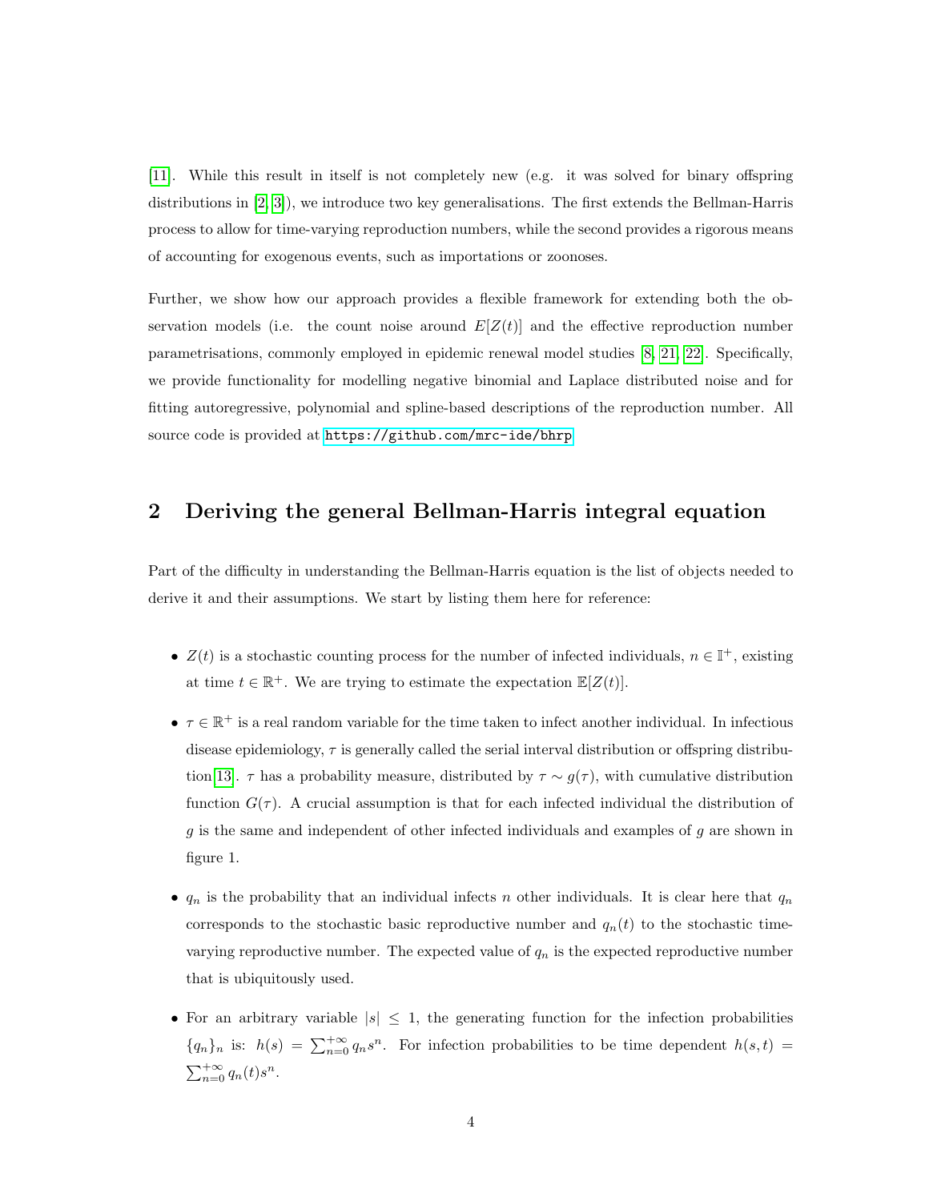[11]. While this result in itself is not completely new (e.g. it was solved for binary offspring distributions in [2, 3]), we introduce two key generalisations. The first extends the Bellman-Harris process to allow for time-varying reproduction numbers, while the second provides a rigorous means of accounting for exogenous events, such as importations or zoonoses.

Further, we show how our approach provides a flexible framework for extending both the observation models (i.e. the count noise around $E[Z(t)]$ and the effective reproduction number parametrisations, commonly employed in epidemic renewal model studies [8, 21, 22]. Specifically, we provide functionality for modelling negative binomial and Laplace distributed noise and for fitting autoregressive, polynomial and spline-based descriptions of the reproduction number. All source code is provided at https://github.com/mrc-ide/bhrp

## 2 Deriving the general Bellman-Harris integral equation

Part of the difficulty in understanding the Bellman-Harris equation is the list of objects needed to derive it and their assumptions. We start by listing them here for reference:

- $Z(t)$ is a stochastic counting process for the number of infected individuals, $n \in \mathbb{I}^+$, existing at time $t \in \mathbb{R}^+$. We are trying to estimate the expectation $\mathbb{E}[Z(t)]$.
- $\tau \in \mathbb{R}^+$ is a real random variable for the time taken to infect another individual. In infectious disease epidemiology, $\tau$ is generally called the serial interval distribution or offspring distribution [13]. $\tau$ has a probability measure, distributed by $\tau \sim g(\tau)$, with cumulative distribution function $G(\tau)$. A crucial assumption is that for each infected individual the distribution of $g$ is the same and independent of other infected individuals and examples of $g$ are shown in figure 1.
- $q_n$ is the probability that an individual infects $n$ other individuals. It is clear here that $q_n$ corresponds to the stochastic basic reproductive number and $q_n(t)$ to the stochastic time-varying reproductive number. The expected value of $q_n$ is the expected reproductive number that is ubiquitously used.
- For an arbitrary variable $|s| \leq 1$, the generating function for the infection probabilities $\{q_n\}_n$ is: $h(s) = \sum_{n=0}^{+\infty} q_n s^n$. For infection probabilities to be time dependent $h(s,t) = \sum_{n=0}^{+\infty} q_n(t) s^n$.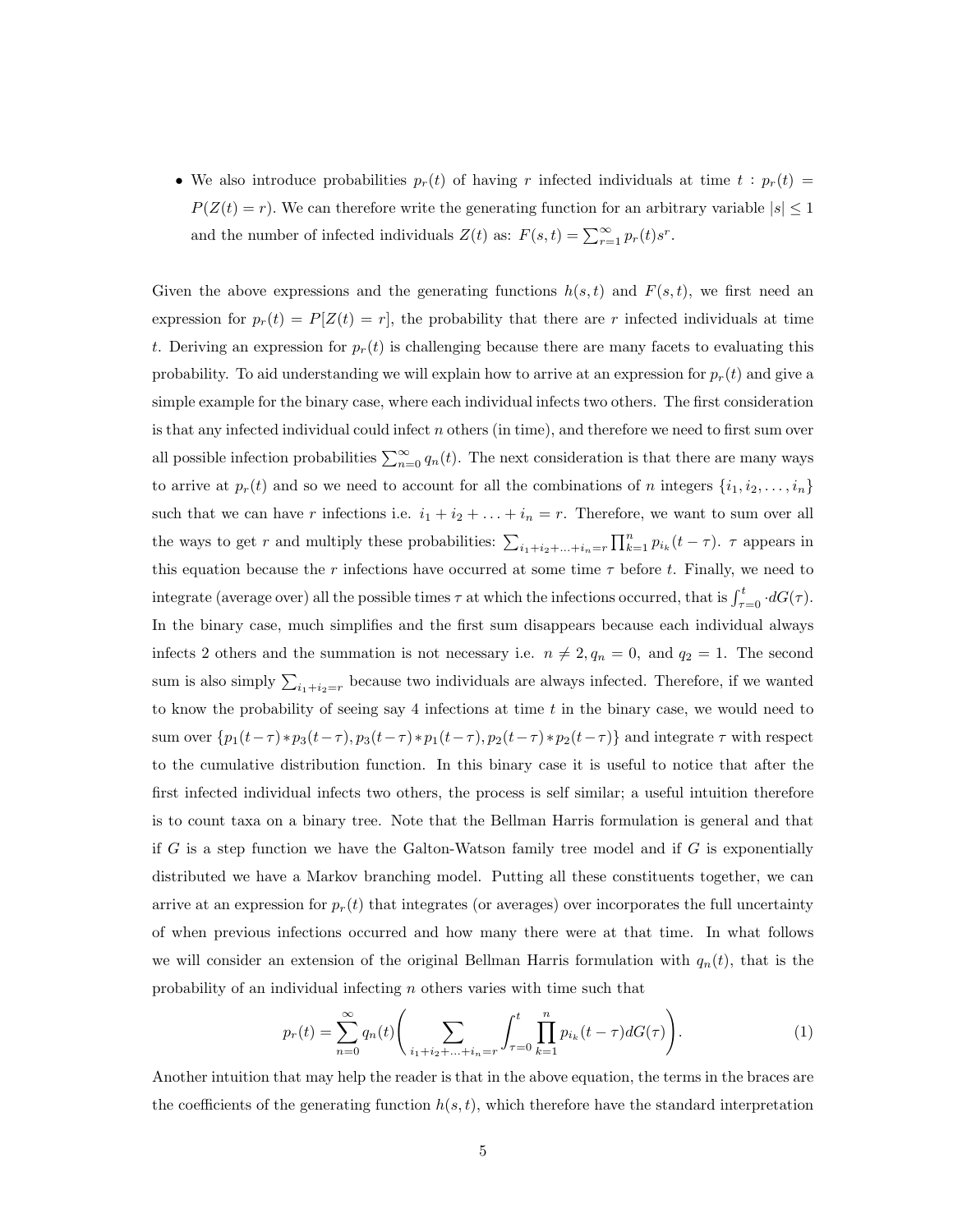- We also introduce probabilities $p_r(t)$ of having $r$ infected individuals at time $t$ : $p_r(t) = P(Z(t) = r)$. We can therefore write the generating function for an arbitrary variable $|s| \leq 1$ and the number of infected individuals $Z(t)$ as: $F(s,t) = \sum_{r=1}^{\infty} p_r(t)s^r$.

Given the above expressions and the generating functions $h(s,t)$ and $F(s,t)$, we first need an expression for $p_r(t) = P[Z(t) = r]$, the probability that there are $r$ infected individuals at time $t$. Deriving an expression for $p_r(t)$ is challenging because there are many facets to evaluating this probability. To aid understanding we will explain how to arrive at an expression for $p_r(t)$ and give a simple example for the binary case, where each individual infects two others. The first consideration is that any infected individual could infect $n$ others (in time), and therefore we need to first sum over all possible infection probabilities $\sum_{n=0}^{\infty} q_n(t)$. The next consideration is that there are many ways to arrive at $p_r(t)$ and so we need to account for all the combinations of $n$ integers $\{i_1, i_2, \ldots, i_n\}$ such that we can have $r$ infections i.e. $i_1 + i_2 + \ldots + i_n = r$. Therefore, we want to sum over all the ways to get $r$ and multiply these probabilities: $\sum_{i_1+i_2+\ldots+i_n=r} \prod_{k=1}^{n} p_{i_k}(t-\tau)$. $\tau$ appears in this equation because the $r$ infections have occurred at some time $\tau$ before $t$. Finally, we need to integrate (average over) all the possible times $\tau$ at which the infections occurred, that is $\int_{\tau=0}^{t} \cdot dG(\tau)$. In the binary case, much simplifies and the first sum disappears because each individual always infects 2 others and the summation is not necessary i.e. $n \neq 2, q_n = 0$, and $q_2 = 1$. The second sum is also simply $\sum_{i_1+i_2=r}$ because two individuals are always infected. Therefore, if we wanted to know the probability of seeing say 4 infections at time $t$ in the binary case, we would need to sum over $\{p_1(t-\tau) * p_3(t-\tau), p_3(t-\tau) * p_1(t-\tau), p_2(t-\tau) * p_2(t-\tau)\}$ and integrate $\tau$ with respect to the cumulative distribution function. In this binary case it is useful to notice that after the first infected individual infects two others, the process is self similar; a useful intuition therefore is to count taxa on a binary tree. Note that the Bellman Harris formulation is general and that if $G$ is a step function we have the Galton-Watson family tree model and if $G$ is exponentially distributed we have a Markov branching model. Putting all these constituents together, we can arrive at an expression for $p_r(t)$ that integrates (or averages) over incorporates the full uncertainty of when previous infections occurred and how many there were at that time. In what follows we will consider an extension of the original Bellman Harris formulation with $q_n(t)$, that is the probability of an individual infecting $n$ others varies with time such that

$$p_r(t) = \sum_{n=0}^{\infty} q_n(t) \Bigg( \sum_{i_1+i_2+\ldots+i_n=r} \int_{\tau=0}^{t} \prod_{k=1}^{n} p_{i_k}(t-\tau) dG(\tau) \Bigg). \tag{1}$$

Another intuition that may help the reader is that in the above equation, the terms in the braces are the coefficients of the generating function $h(s,t)$, which therefore have the standard interpretation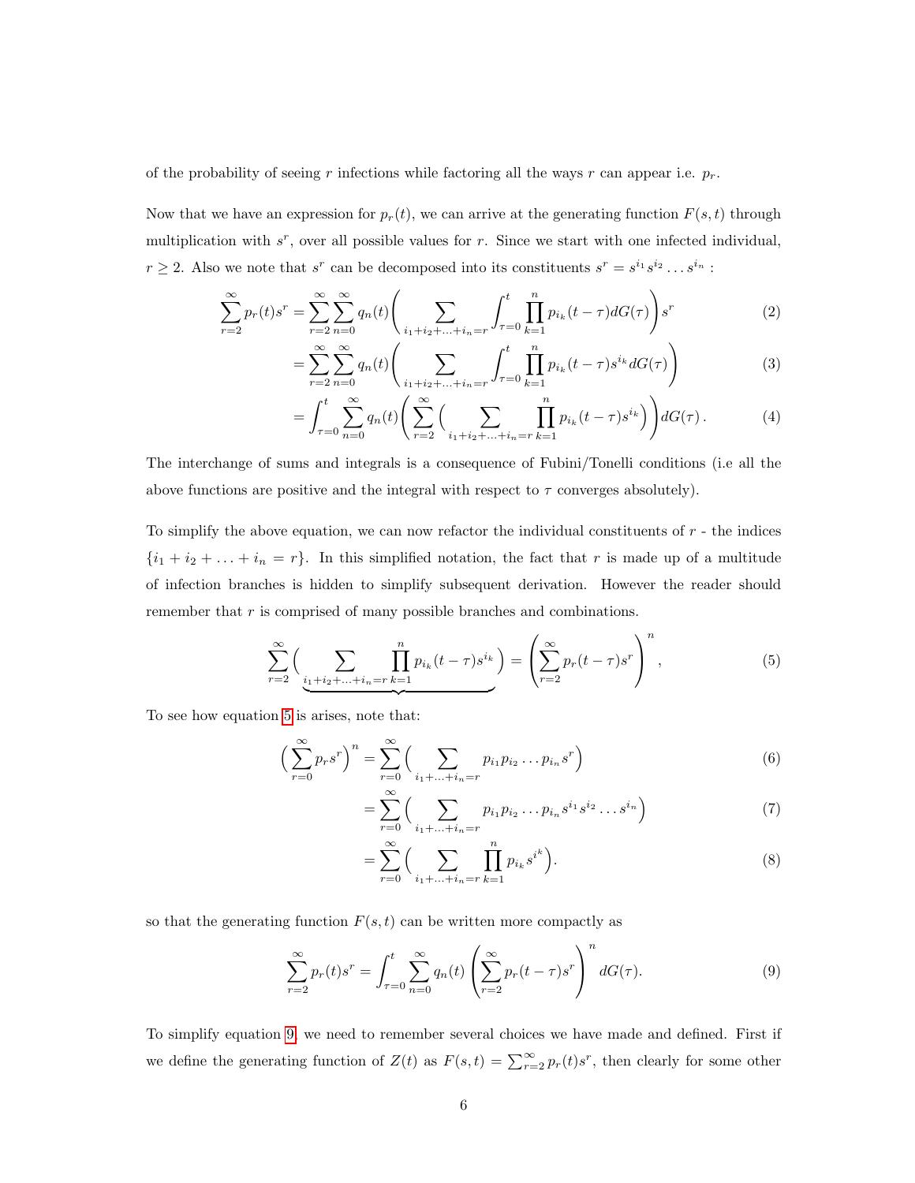of the probability of seeing $r$ infections while factoring all the ways $r$ can appear i.e. $p_r$.

Now that we have an expression for $p_r(t)$, we can arrive at the generating function $F(s,t)$ through multiplication with $s^r$, over all possible values for $r$. Since we start with one infected individual, $r \geq 2$. Also we note that $s^r$ can be decomposed into its constituents $s^r = s^{i_1}s^{i_2}\dots s^{i_n}$ :

$$\sum_{r=2}^{\infty} p_r(t)s^r = \sum_{r=2}^{\infty}\sum_{n=0}^{\infty} q_n(t)\Bigg(\sum_{i_1+i_2+\ldots+i_n=r}\int_{\tau=0}^{t}\prod_{k=1}^{n} p_{i_k}(t-\tau)dG(\tau)\Bigg)s^r \tag{2}$$

$$= \sum_{r=2}^{\infty}\sum_{n=0}^{\infty} q_n(t)\Bigg(\sum_{i_1+i_2+\ldots+i_n=r}\int_{\tau=0}^{t}\prod_{k=1}^{n} p_{i_k}(t-\tau)s^{i_k}dG(\tau)\Bigg) \tag{3}$$

$$= \int_{\tau=0}^{t}\sum_{n=0}^{\infty} q_n(t)\Bigg(\sum_{r=2}^{\infty}\Big(\sum_{i_1+i_2+\ldots+i_n=r}\prod_{k=1}^{n} p_{i_k}(t-\tau)s^{i_k}\Big)\Bigg)dG(\tau)\,. \tag{4}$$

The interchange of sums and integrals is a consequence of Fubini/Tonelli conditions (i.e all the above functions are positive and the integral with respect to $\tau$ converges absolutely).

To simplify the above equation, we can now refactor the individual constituents of $r$ - the indices $\{i_1 + i_2 + \ldots + i_n = r\}$. In this simplified notation, the fact that $r$ is made up of a multitude of infection branches is hidden to simplify subsequent derivation. However the reader should remember that $r$ is comprised of many possible branches and combinations.

$$\sum_{r=2}^{\infty}\underbrace{\Big(\sum_{i_1+i_2+\ldots+i_n=r}\prod_{k=1}^{n} p_{i_k}(t-\tau)s^{i_k}\Big)} = \Bigg(\sum_{r=2}^{\infty} p_r(t-\tau)s^r\Bigg)^n, \tag{5}$$

To see how equation 5 is arises, note that:

$$\Big(\sum_{r=0}^{\infty} p_r s^r\Big)^n = \sum_{r=0}^{\infty}\Big(\sum_{i_1+\ldots+i_n=r} p_{i_1}p_{i_2}\ldots p_{i_n}s^r\Big) \tag{6}$$

$$= \sum_{r=0}^{\infty}\Big(\sum_{i_1+\ldots+i_n=r} p_{i_1}p_{i_2}\ldots p_{i_n}s^{i_1}s^{i_2}\ldots s^{i_n}\Big) \tag{7}$$

$$= \sum_{r=0}^{\infty}\Big(\sum_{i_1+\ldots+i_n=r}\prod_{k=1}^{n} p_{i_k}s^{i^k}\Big). \tag{8}$$

so that the generating function $F(s,t)$ can be written more compactly as

$$\sum_{r=2}^{\infty} p_r(t)s^r = \int_{\tau=0}^{t}\sum_{n=0}^{\infty} q_n(t)\Bigg(\sum_{r=2}^{\infty} p_r(t-\tau)s^r\Bigg)^n dG(\tau). \tag{9}$$

To simplify equation 9, we need to remember several choices we have made and defined. First if we define the generating function of $Z(t)$ as $F(s,t) = \sum_{r=2}^{\infty} p_r(t)s^r$, then clearly for some other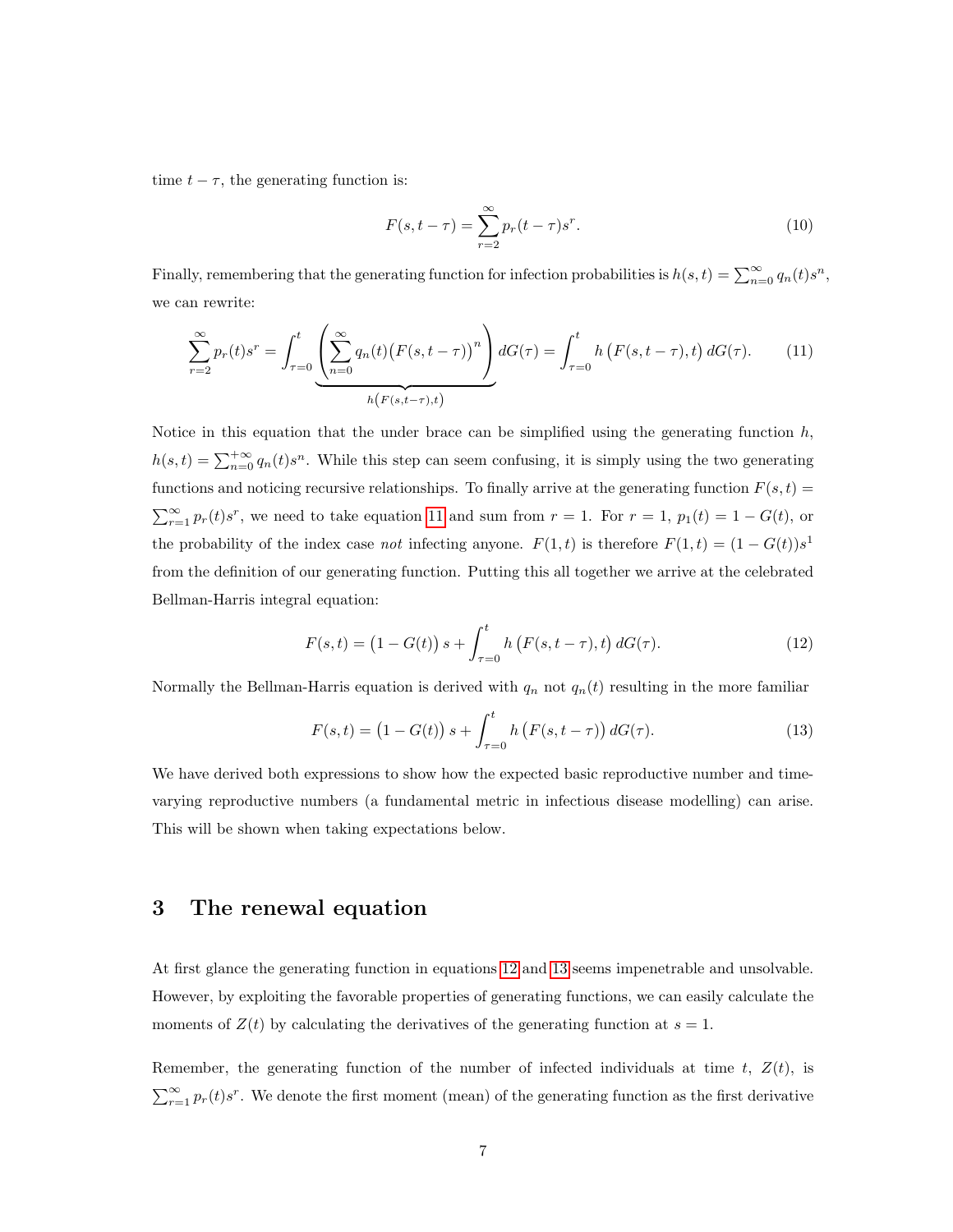time $t - \tau$, the generating function is:

$$F(s, t - \tau) = \sum_{r=2}^{\infty} p_r(t - \tau) s^r. \tag{10}$$

Finally, remembering that the generating function for infection probabilities is $h(s,t) = \sum_{n=0}^{\infty} q_n(t) s^n$, we can rewrite:

$$\sum_{r=2}^{\infty} p_r(t) s^r = \int_{\tau=0}^{t} \underbrace{\left( \sum_{n=0}^{\infty} q_n(t) \big(F(s, t-\tau)\big)^n \right)}_{h\left(F(s,t-\tau),t\right)} dG(\tau) = \int_{\tau=0}^{t} h\left(F(s, t-\tau), t\right) dG(\tau). \tag{11}$$

Notice in this equation that the under brace can be simplified using the generating function $h$, $h(s,t) = \sum_{n=0}^{+\infty} q_n(t) s^n$. While this step can seem confusing, it is simply using the two generating functions and noticing recursive relationships. To finally arrive at the generating function $F(s,t) = \sum_{r=1}^{\infty} p_r(t) s^r$, we need to take equation 11 and sum from $r = 1$. For $r = 1$, $p_1(t) = 1 - G(t)$, or the probability of the index case *not* infecting anyone. $F(1,t)$ is therefore $F(1,t) = (1 - G(t)) s^1$ from the definition of our generating function. Putting this all together we arrive at the celebrated Bellman-Harris integral equation:

$$F(s,t) = \big(1 - G(t)\big)\, s + \int_{\tau=0}^{t} h\left(F(s, t-\tau), t\right) dG(\tau). \tag{12}$$

Normally the Bellman-Harris equation is derived with $q_n$ not $q_n(t)$ resulting in the more familiar

$$F(s,t) = \big(1 - G(t)\big)\, s + \int_{\tau=0}^{t} h\left(F(s, t-\tau)\right) dG(\tau). \tag{13}$$

We have derived both expressions to show how the expected basic reproductive number and time-varying reproductive numbers (a fundamental metric in infectious disease modelling) can arise. This will be shown when taking expectations below.

## 3 The renewal equation

At first glance the generating function in equations 12 and 13 seems impenetrable and unsolvable. However, by exploiting the favorable properties of generating functions, we can easily calculate the moments of $Z(t)$ by calculating the derivatives of the generating function at $s = 1$.

Remember, the generating function of the number of infected individuals at time $t$, $Z(t)$, is $\sum_{r=1}^{\infty} p_r(t) s^r$. We denote the first moment (mean) of the generating function as the first derivative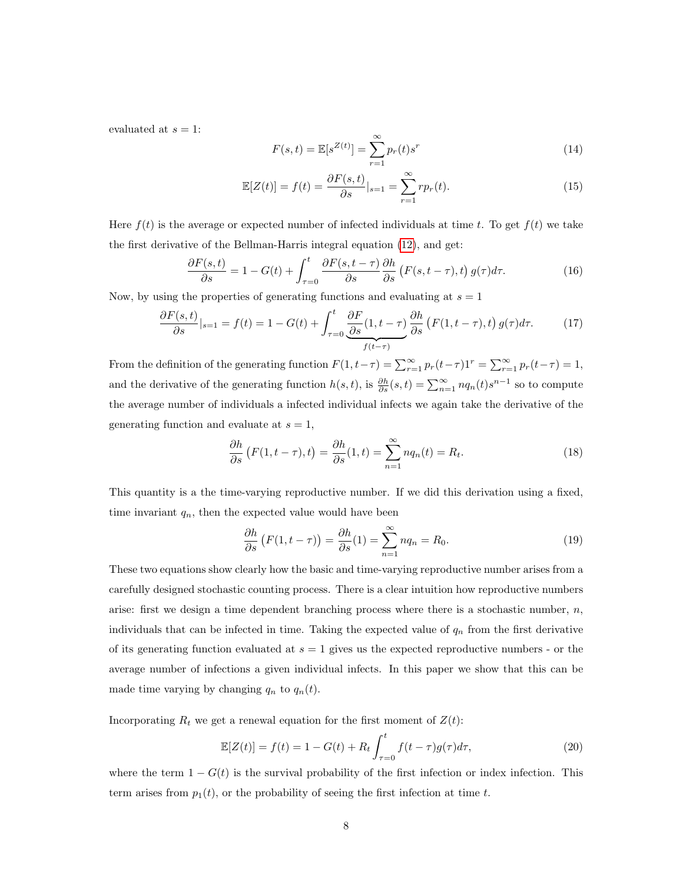evaluated at $s = 1$:

$$F(s,t) = \mathbb{E}[s^{Z(t)}] = \sum_{r=1}^{\infty} p_r(t)s^r \tag{14}$$

$$\mathbb{E}[Z(t)] = f(t) = \frac{\partial F(s,t)}{\partial s}|_{s=1} = \sum_{r=1}^{\infty} r p_r(t). \tag{15}$$

Here $f(t)$ is the average or expected number of infected individuals at time $t$. To get $f(t)$ we take the first derivative of the Bellman-Harris integral equation (12), and get:

$$\frac{\partial F(s,t)}{\partial s} = 1 - G(t) + \int_{\tau=0}^{t} \frac{\partial F(s,t-\tau)}{\partial s} \frac{\partial h}{\partial s}\big(F(s,t-\tau),t\big)\, g(\tau)d\tau. \tag{16}$$

Now, by using the properties of generating functions and evaluating at $s = 1$

$$\frac{\partial F(s,t)}{\partial s}|_{s=1} = f(t) = 1 - G(t) + \int_{\tau=0}^{t} \underbrace{\frac{\partial F}{\partial s}(1,t-\tau)}_{f(t-\tau)} \frac{\partial h}{\partial s}\big(F(1,t-\tau),t\big)\, g(\tau)d\tau. \tag{17}$$

From the definition of the generating function $F(1,t-\tau) = \sum_{r=1}^{\infty} p_r(t-\tau)1^r = \sum_{r=1}^{\infty} p_r(t-\tau) = 1$, and the derivative of the generating function $h(s,t)$, is $\frac{\partial h}{\partial s}(s,t) = \sum_{n=1}^{\infty} n q_n(t) s^{n-1}$ so to compute the average number of individuals a infected individual infects we again take the derivative of the generating function and evaluate at $s = 1$,

$$\frac{\partial h}{\partial s}\big(F(1,t-\tau),t\big) = \frac{\partial h}{\partial s}(1,t) = \sum_{n=1}^{\infty} n q_n(t) = R_t. \tag{18}$$

This quantity is a the time-varying reproductive number. If we did this derivation using a fixed, time invariant $q_n$, then the expected value would have been

$$\frac{\partial h}{\partial s}\big(F(1,t-\tau)\big) = \frac{\partial h}{\partial s}(1) = \sum_{n=1}^{\infty} n q_n = R_0. \tag{19}$$

These two equations show clearly how the basic and time-varying reproductive number arises from a carefully designed stochastic counting process. There is a clear intuition how reproductive numbers arise: first we design a time dependent branching process where there is a stochastic number, $n$, individuals that can be infected in time. Taking the expected value of $q_n$ from the first derivative of its generating function evaluated at $s = 1$ gives us the expected reproductive numbers - or the average number of infections a given individual infects. In this paper we show that this can be made time varying by changing $q_n$ to $q_n(t)$.

Incorporating $R_t$ we get a renewal equation for the first moment of $Z(t)$:

$$\mathbb{E}[Z(t)] = f(t) = 1 - G(t) + R_t \int_{\tau=0}^{t} f(t-\tau)g(\tau)d\tau, \tag{20}$$

where the term $1 - G(t)$ is the survival probability of the first infection or index infection. This term arises from $p_1(t)$, or the probability of seeing the first infection at time $t$.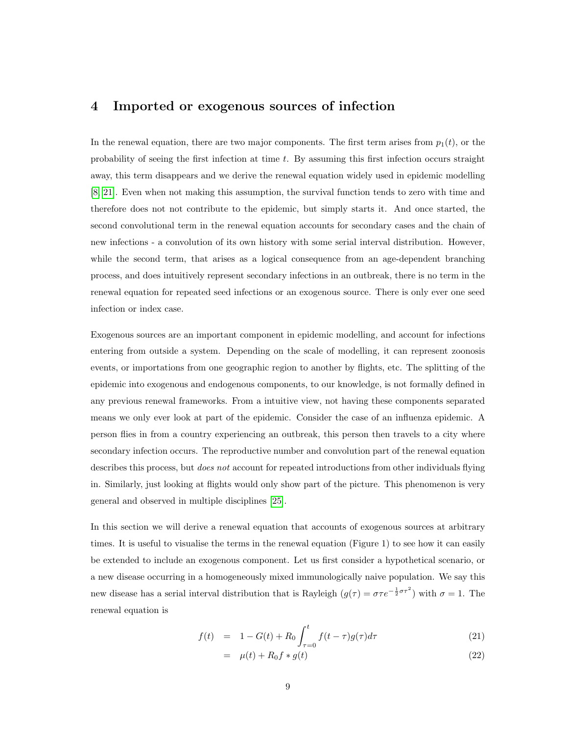## 4 Imported or exogenous sources of infection

In the renewal equation, there are two major components. The first term arises from $p_1(t)$, or the probability of seeing the first infection at time $t$. By assuming this first infection occurs straight away, this term disappears and we derive the renewal equation widely used in epidemic modelling [8, 21]. Even when not making this assumption, the survival function tends to zero with time and therefore does not not contribute to the epidemic, but simply starts it. And once started, the second convolutional term in the renewal equation accounts for secondary cases and the chain of new infections - a convolution of its own history with some serial interval distribution. However, while the second term, that arises as a logical consequence from an age-dependent branching process, and does intuitively represent secondary infections in an outbreak, there is no term in the renewal equation for repeated seed infections or an exogenous source. There is only ever one seed infection or index case.

Exogenous sources are an important component in epidemic modelling, and account for infections entering from outside a system. Depending on the scale of modelling, it can represent zoonosis events, or importations from one geographic region to another by flights, etc. The splitting of the epidemic into exogenous and endogenous components, to our knowledge, is not formally defined in any previous renewal frameworks. From a intuitive view, not having these components separated means we only ever look at part of the epidemic. Consider the case of an influenza epidemic. A person flies in from a country experiencing an outbreak, this person then travels to a city where secondary infection occurs. The reproductive number and convolution part of the renewal equation describes this process, but *does not* account for repeated introductions from other individuals flying in. Similarly, just looking at flights would only show part of the picture. This phenomenon is very general and observed in multiple disciplines [25].

In this section we will derive a renewal equation that accounts of exogenous sources at arbitrary times. It is useful to visualise the terms in the renewal equation (Figure 1) to see how it can easily be extended to include an exogenous component. Let us first consider a hypothetical scenario, or a new disease occurring in a homogeneously mixed immunologically naive population. We say this new disease has a serial interval distribution that is Rayleigh ($g(\tau) = \sigma\tau e^{-\frac{1}{2}\sigma\tau^2}$) with $\sigma = 1$. The renewal equation is

$$
\begin{aligned}
f(t) &= 1 - G(t) + R_0 \int_{\tau=0}^{t} f(t-\tau) g(\tau) d\tau && (21) \\
&= \mu(t) + R_0 f * g(t) && (22)
\end{aligned}
$$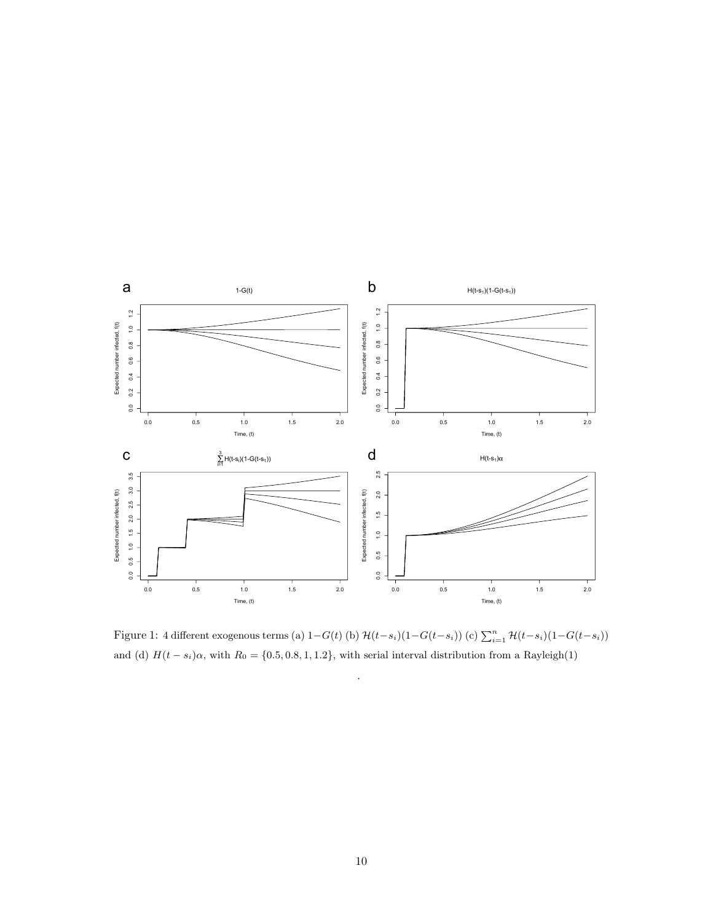Figure 1: 4 different exogenous terms (a) $1-G(t)$ (b) $\mathcal{H}(t-s_i)(1-G(t-s_i))$ (c) $\sum_{i=1}^{n}\mathcal{H}(t-s_i)(1-G(t-s_i))$ and (d) $H(t-s_i)\alpha$, with $R_0 = \{0.5, 0.8, 1, 1.2\}$, with serial interval distribution from a Rayleigh(1)

.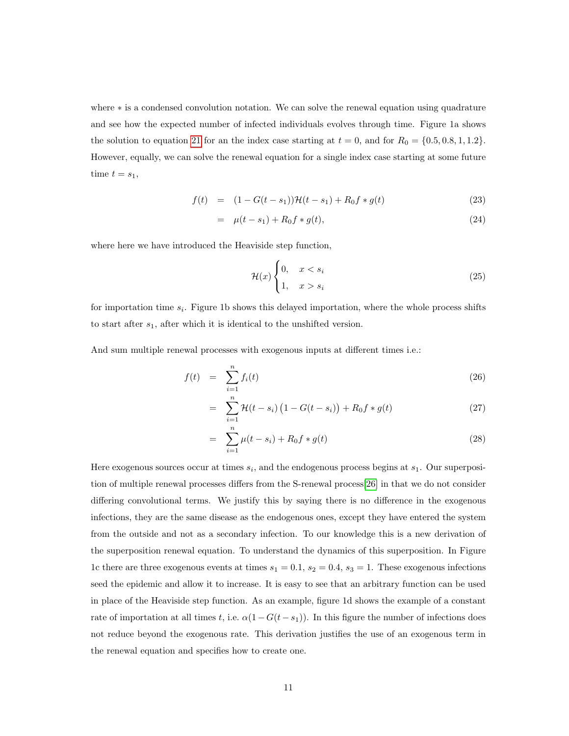where $*$ is a condensed convolution notation. We can solve the renewal equation using quadrature and see how the expected number of infected individuals evolves through time. Figure 1a shows the solution to equation 21 for an the index case starting at $t = 0$, and for $R_0 = \{0.5, 0.8, 1, 1.2\}$. However, equally, we can solve the renewal equation for a single index case starting at some future time $t = s_1$,

$$
\begin{aligned}
f(t) &= (1 - G(t - s_1))\mathcal{H}(t - s_1) + R_0 f * g(t) && (23) \\
&= \mu(t - s_1) + R_0 f * g(t), && (24)
\end{aligned}
$$

where here we have introduced the Heaviside step function,

$$
\mathcal{H}(x) \begin{cases} 0, & x < s_i \\ 1, & x > s_i \end{cases} \tag{25}
$$

for importation time $s_i$. Figure 1b shows this delayed importation, where the whole process shifts to start after $s_1$, after which it is identical to the unshifted version.

And sum multiple renewal processes with exogenous inputs at different times i.e.:

$$
\begin{aligned}
f(t) &= \sum_{i=1}^{n} f_i(t) && (26) \\
&= \sum_{i=1}^{n} \mathcal{H}(t - s_i)\big(1 - G(t - s_i)\big) + R_0 f * g(t) && (27) \\
&= \sum_{i=1}^{n} \mu(t - s_i) + R_0 f * g(t) && (28)
\end{aligned}
$$

Here exogenous sources occur at times $s_i$, and the endogenous process begins at $s_1$. Our superposition of multiple renewal processes differs from the S-renewal process[26] in that we do not consider differing convolutional terms. We justify this by saying there is no difference in the exogenous infections, they are the same disease as the endogenous ones, except they have entered the system from the outside and not as a secondary infection. To our knowledge this is a new derivation of the superposition renewal equation. To understand the dynamics of this superposition. In Figure 1c there are three exogenous events at times $s_1 = 0.1$, $s_2 = 0.4$, $s_3 = 1$. These exogenous infections seed the epidemic and allow it to increase. It is easy to see that an arbitrary function can be used in place of the Heaviside step function. As an example, figure 1d shows the example of a constant rate of importation at all times $t$, i.e. $\alpha(1 - G(t - s_1))$. In this figure the number of infections does not reduce beyond the exogenous rate. This derivation justifies the use of an exogenous term in the renewal equation and specifies how to create one.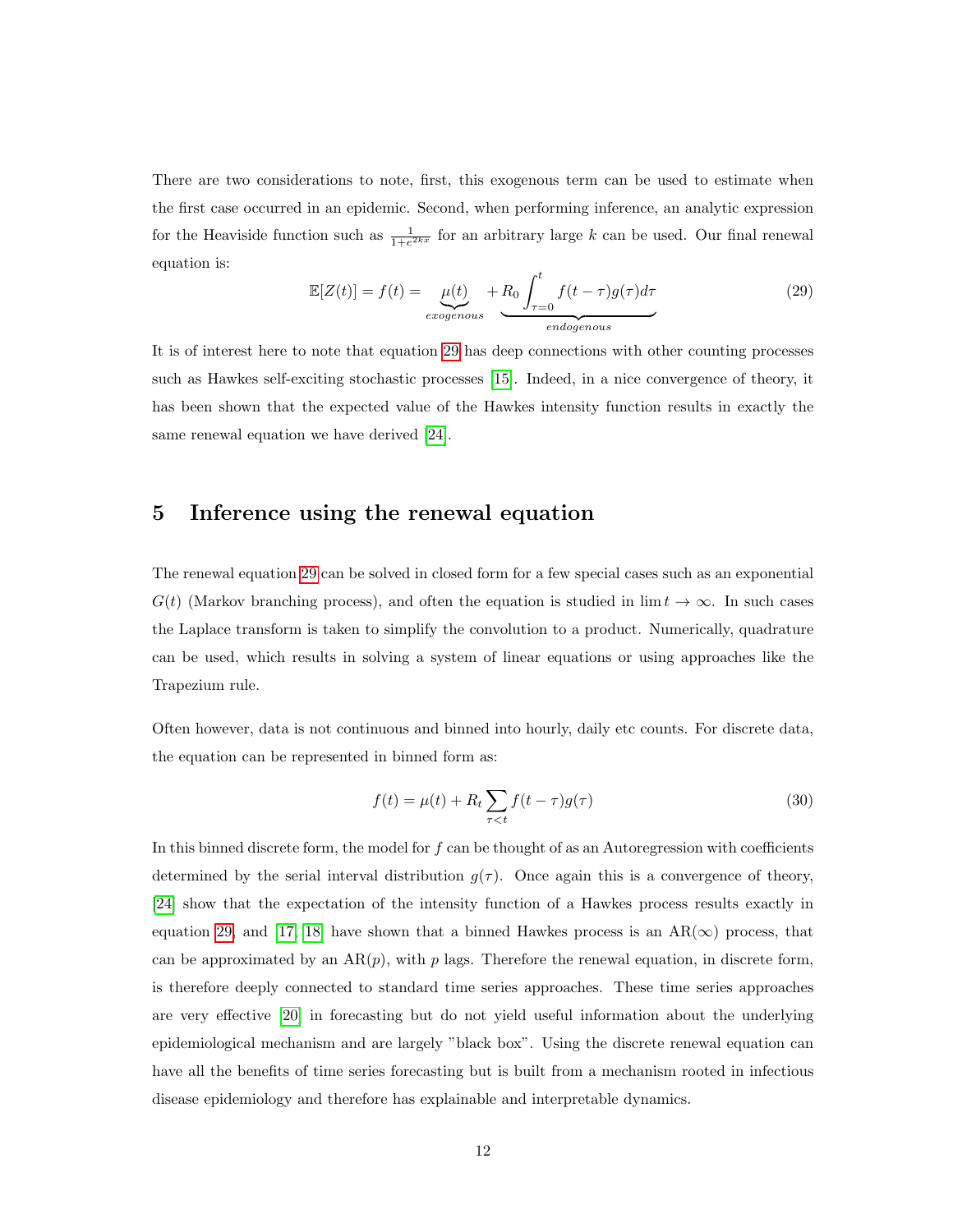There are two considerations to note, first, this exogenous term can be used to estimate when the first case occurred in an epidemic. Second, when performing inference, an analytic expression for the Heaviside function such as $\frac{1}{1+e^{2kx}}$ for an arbitrary large $k$ can be used. Our final renewal equation is:

$$\mathbb{E}[Z(t)] = f(t) = \underbrace{\mu(t)}_{exogenous} + \underbrace{R_0 \int_{\tau=0}^{t} f(t-\tau)g(\tau)d\tau}_{endogenous} \tag{29}$$

It is of interest here to note that equation 29 has deep connections with other counting processes such as Hawkes self-exciting stochastic processes [15]. Indeed, in a nice convergence of theory, it has been shown that the expected value of the Hawkes intensity function results in exactly the same renewal equation we have derived [24].

## 5 Inference using the renewal equation

The renewal equation 29 can be solved in closed form for a few special cases such as an exponential $G(t)$ (Markov branching process), and often the equation is studied in $\lim t \to \infty$. In such cases the Laplace transform is taken to simplify the convolution to a product. Numerically, quadrature can be used, which results in solving a system of linear equations or using approaches like the Trapezium rule.

Often however, data is not continuous and binned into hourly, daily etc counts. For discrete data, the equation can be represented in binned form as:

$$f(t) = \mu(t) + R_t \sum_{\tau<t} f(t-\tau)g(\tau) \tag{30}$$

In this binned discrete form, the model for $f$ can be thought of as an Autoregression with coefficients determined by the serial interval distribution $g(\tau)$. Once again this is a convergence of theory, [24] show that the expectation of the intensity function of a Hawkes process results exactly in equation 29, and [17, 18] have shown that a binned Hawkes process is an AR($\infty$) process, that can be approximated by an AR($p$), with $p$ lags. Therefore the renewal equation, in discrete form, is therefore deeply connected to standard time series approaches. These time series approaches are very effective [20] in forecasting but do not yield useful information about the underlying epidemiological mechanism and are largely "black box". Using the discrete renewal equation can have all the benefits of time series forecasting but is built from a mechanism rooted in infectious disease epidemiology and therefore has explainable and interpretable dynamics.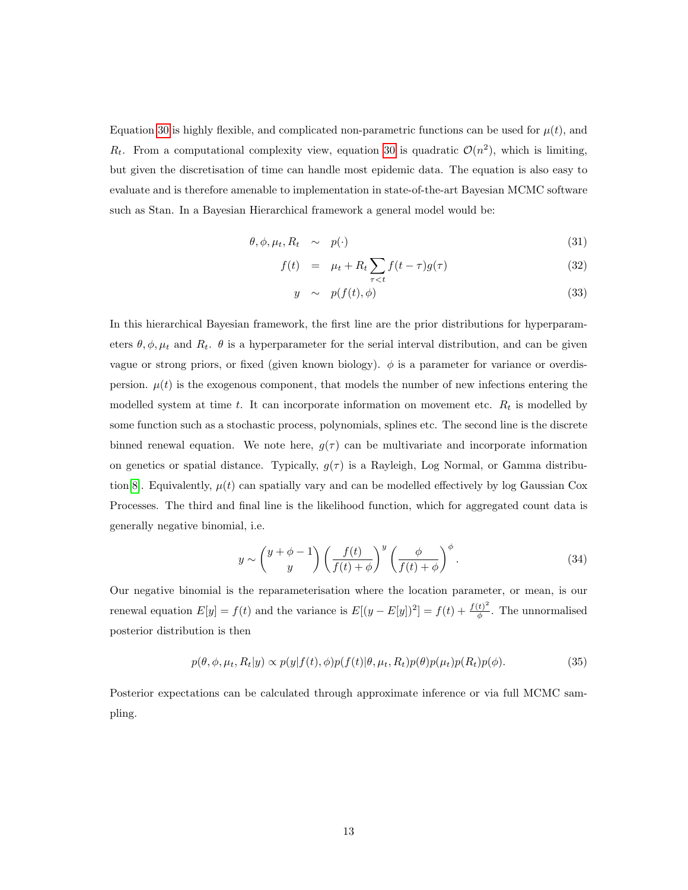Equation 30 is highly flexible, and complicated non-parametric functions can be used for $\mu(t)$, and $R_t$. From a computational complexity view, equation 30 is quadratic $\mathcal{O}(n^2)$, which is limiting, but given the discretisation of time can handle most epidemic data. The equation is also easy to evaluate and is therefore amenable to implementation in state-of-the-art Bayesian MCMC software such as Stan. In a Bayesian Hierarchical framework a general model would be:

$$
\begin{aligned}
\theta, \phi, \mu_t, R_t &\sim p(\cdot) &(31)\\
f(t) &= \mu_t + R_t \sum_{\tau<t} f(t-\tau) g(\tau) &(32)\\
y &\sim p(f(t), \phi) &(33)
\end{aligned}
$$

In this hierarchical Bayesian framework, the first line are the prior distributions for hyperparameters $\theta, \phi, \mu_t$ and $R_t$. $\theta$ is a hyperparameter for the serial interval distribution, and can be given vague or strong priors, or fixed (given known biology). $\phi$ is a parameter for variance or overdispersion. $\mu(t)$ is the exogenous component, that models the number of new infections entering the modelled system at time $t$. It can incorporate information on movement etc. $R_t$ is modelled by some function such as a stochastic process, polynomials, splines etc. The second line is the discrete binned renewal equation. We note here, $g(\tau)$ can be multivariate and incorporate information on genetics or spatial distance. Typically, $g(\tau)$ is a Rayleigh, Log Normal, or Gamma distribution[8]. Equivalently, $\mu(t)$ can spatially vary and can be modelled effectively by log Gaussian Cox Processes. The third and final line is the likelihood function, which for aggregated count data is generally negative binomial, i.e.

$$
y \sim \binom{y+\phi-1}{y} \left(\frac{f(t)}{f(t)+\phi}\right)^{y} \left(\frac{\phi}{f(t)+\phi}\right)^{\phi}. \tag{34}
$$

Our negative binomial is the reparameterisation where the location parameter, or mean, is our renewal equation $E[y] = f(t)$ and the variance is $E[(y - E[y])^2] = f(t) + \frac{f(t)^2}{\phi}$. The unnormalised posterior distribution is then

$$
p(\theta, \phi, \mu_t, R_t | y) \propto p(y|f(t), \phi) p(f(t)|\theta, \mu_t, R_t) p(\theta) p(\mu_t) p(R_t) p(\phi). \tag{35}
$$

Posterior expectations can be calculated through approximate inference or via full MCMC sampling.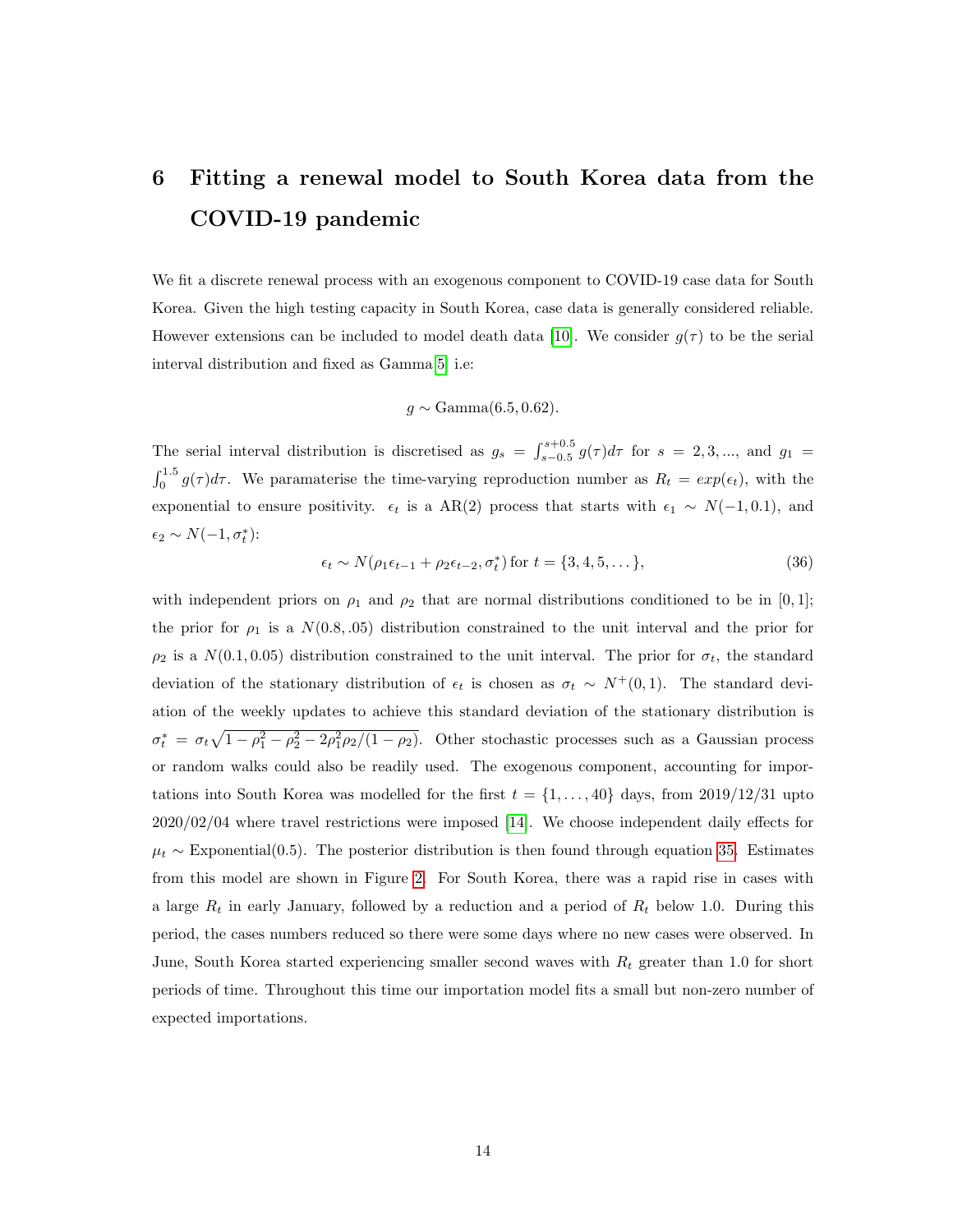# 6 Fitting a renewal model to South Korea data from the COVID-19 pandemic

We fit a discrete renewal process with an exogenous component to COVID-19 case data for South Korea. Given the high testing capacity in South Korea, case data is generally considered reliable. However extensions can be included to model death data [10]. We consider $g(\tau)$ to be the serial interval distribution and fixed as Gamma [5] i.e:

$$g \sim \text{Gamma}(6.5, 0.62).$$

The serial interval distribution is discretised as $g_s = \int_{s-0.5}^{s+0.5} g(\tau)d\tau$ for $s = 2, 3, ...,$ and $g_1 = \int_0^{1.5} g(\tau)d\tau$. We paramaterise the time-varying reproduction number as $R_t = exp(\epsilon_t)$, with the exponential to ensure positivity. $\epsilon_t$ is a AR(2) process that starts with $\epsilon_1 \sim N(-1, 0.1)$, and $\epsilon_2 \sim N(-1, \sigma_t^*)$:

$$\epsilon_t \sim N(\rho_1 \epsilon_{t-1} + \rho_2 \epsilon_{t-2}, \sigma_t^*) \text{ for } t = \{3, 4, 5, \dots\}, \tag{36}$$

with independent priors on $\rho_1$ and $\rho_2$ that are normal distributions conditioned to be in $[0, 1]$; the prior for $\rho_1$ is a $N(0.8, .05)$ distribution constrained to the unit interval and the prior for $\rho_2$ is a $N(0.1, 0.05)$ distribution constrained to the unit interval. The prior for $\sigma_t$, the standard deviation of the stationary distribution of $\epsilon_t$ is chosen as $\sigma_t \sim N^+(0, 1)$. The standard deviation of the weekly updates to achieve this standard deviation of the stationary distribution is $\sigma_t^* = \sigma_t \sqrt{1 - \rho_1^2 - \rho_2^2 - 2\rho_1^2 \rho_2 / (1 - \rho_2)}$. Other stochastic processes such as a Gaussian process or random walks could also be readily used. The exogenous component, accounting for importations into South Korea was modelled for the first $t = \{1, \dots, 40\}$ days, from 2019/12/31 upto 2020/02/04 where travel restrictions were imposed [14]. We choose independent daily effects for $\mu_t \sim \text{Exponential}(0.5)$. The posterior distribution is then found through equation 35. Estimates from this model are shown in Figure 2. For South Korea, there was a rapid rise in cases with a large $R_t$ in early January, followed by a reduction and a period of $R_t$ below 1.0. During this period, the cases numbers reduced so there were some days where no new cases were observed. In June, South Korea started experiencing smaller second waves with $R_t$ greater than 1.0 for short periods of time. Throughout this time our importation model fits a small but non-zero number of expected importations.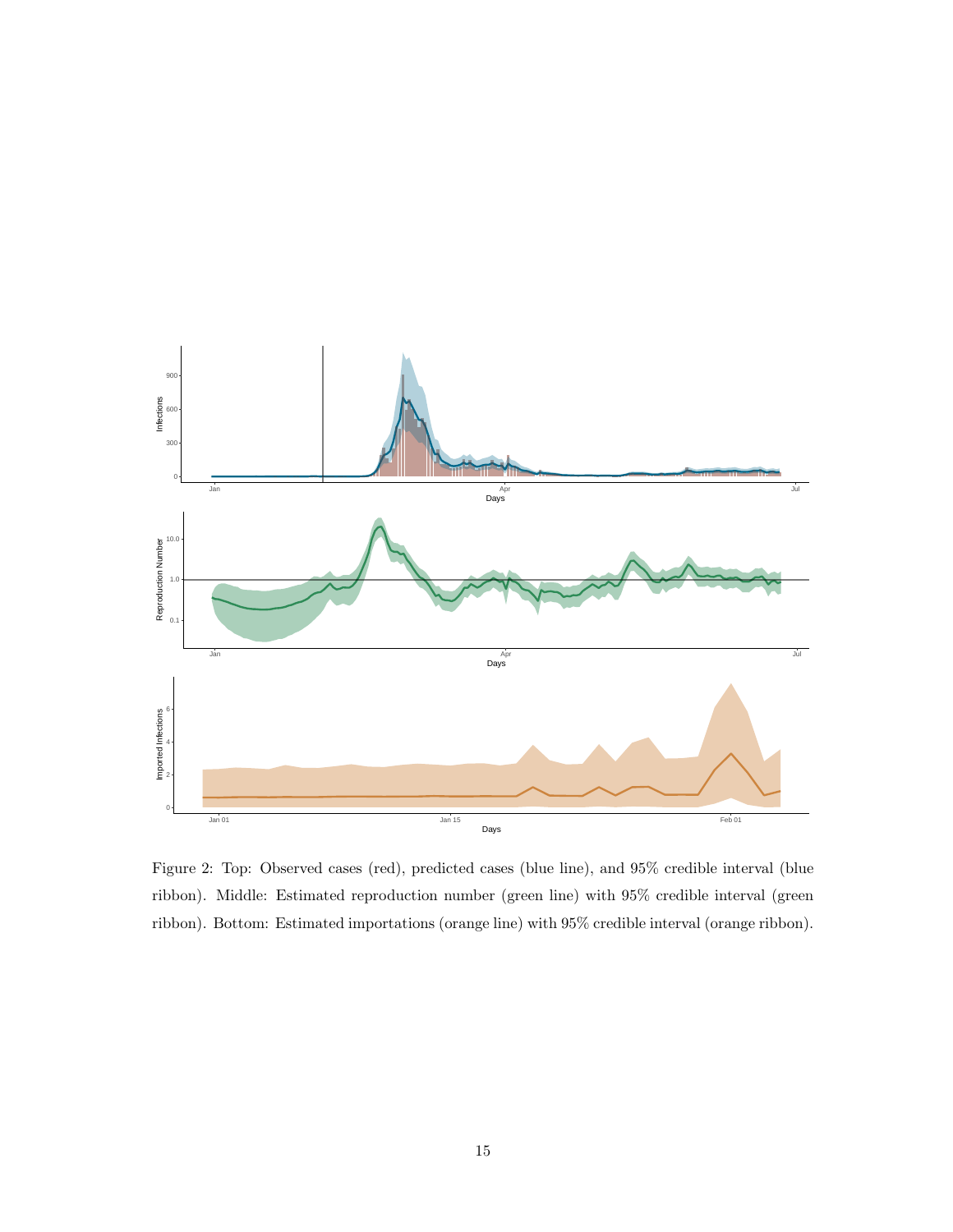Figure 2: Top: Observed cases (red), predicted cases (blue line), and 95% credible interval (blue ribbon). Middle: Estimated reproduction number (green line) with 95% credible interval (green ribbon). Bottom: Estimated importations (orange line) with 95% credible interval (orange ribbon).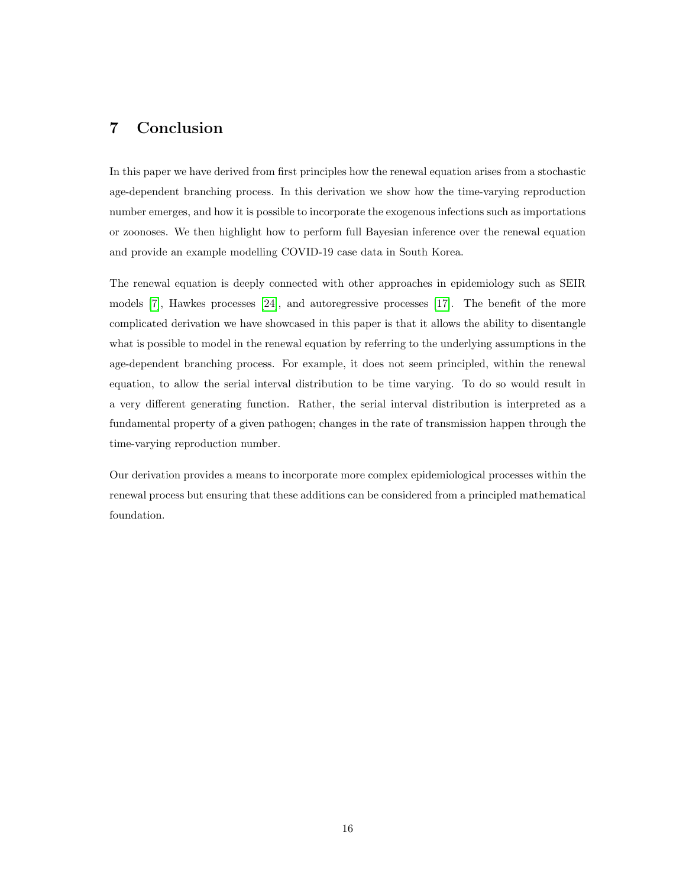## 7 Conclusion

In this paper we have derived from first principles how the renewal equation arises from a stochastic age-dependent branching process. In this derivation we show how the time-varying reproduction number emerges, and how it is possible to incorporate the exogenous infections such as importations or zoonoses. We then highlight how to perform full Bayesian inference over the renewal equation and provide an example modelling COVID-19 case data in South Korea.

The renewal equation is deeply connected with other approaches in epidemiology such as SEIR models [7], Hawkes processes [24], and autoregressive processes [17]. The benefit of the more complicated derivation we have showcased in this paper is that it allows the ability to disentangle what is possible to model in the renewal equation by referring to the underlying assumptions in the age-dependent branching process. For example, it does not seem principled, within the renewal equation, to allow the serial interval distribution to be time varying. To do so would result in a very different generating function. Rather, the serial interval distribution is interpreted as a fundamental property of a given pathogen; changes in the rate of transmission happen through the time-varying reproduction number.

Our derivation provides a means to incorporate more complex epidemiological processes within the renewal process but ensuring that these additions can be considered from a principled mathematical foundation.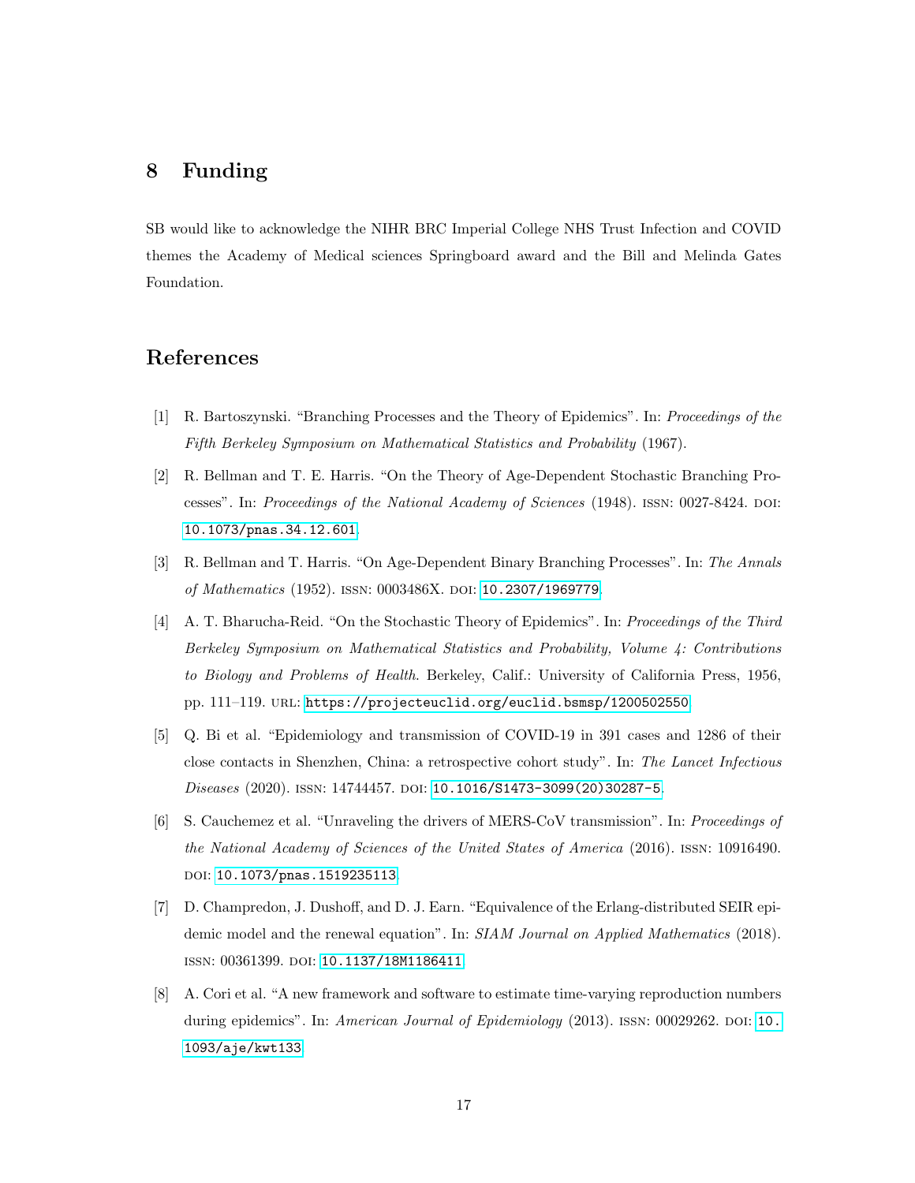# 8 Funding

SB would like to acknowledge the NIHR BRC Imperial College NHS Trust Infection and COVID themes the Academy of Medical sciences Springboard award and the Bill and Melinda Gates Foundation.

# References

[1] R. Bartoszynski. "Branching Processes and the Theory of Epidemics". In: *Proceedings of the Fifth Berkeley Symposium on Mathematical Statistics and Probability* (1967).

[2] R. Bellman and T. E. Harris. "On the Theory of Age-Dependent Stochastic Branching Processes". In: *Proceedings of the National Academy of Sciences* (1948). ISSN: 0027-8424. DOI: 10.1073/pnas.34.12.601.

[3] R. Bellman and T. Harris. "On Age-Dependent Binary Branching Processes". In: *The Annals of Mathematics* (1952). ISSN: 0003486X. DOI: 10.2307/1969779.

[4] A. T. Bharucha-Reid. "On the Stochastic Theory of Epidemics". In: *Proceedings of the Third Berkeley Symposium on Mathematical Statistics and Probability, Volume 4: Contributions to Biology and Problems of Health*. Berkeley, Calif.: University of California Press, 1956, pp. 111–119. URL: https://projecteuclid.org/euclid.bsmsp/1200502550.

[5] Q. Bi et al. "Epidemiology and transmission of COVID-19 in 391 cases and 1286 of their close contacts in Shenzhen, China: a retrospective cohort study". In: *The Lancet Infectious Diseases* (2020). ISSN: 14744457. DOI: 10.1016/S1473-3099(20)30287-5.

[6] S. Cauchemez et al. "Unraveling the drivers of MERS-CoV transmission". In: *Proceedings of the National Academy of Sciences of the United States of America* (2016). ISSN: 10916490. DOI: 10.1073/pnas.1519235113.

[7] D. Champredon, J. Dushoff, and D. J. Earn. "Equivalence of the Erlang-distributed SEIR epidemic model and the renewal equation". In: *SIAM Journal on Applied Mathematics* (2018). ISSN: 00361399. DOI: 10.1137/18M1186411.

[8] A. Cori et al. "A new framework and software to estimate time-varying reproduction numbers during epidemics". In: *American Journal of Epidemiology* (2013). ISSN: 00029262. DOI: 10.1093/aje/kwt133.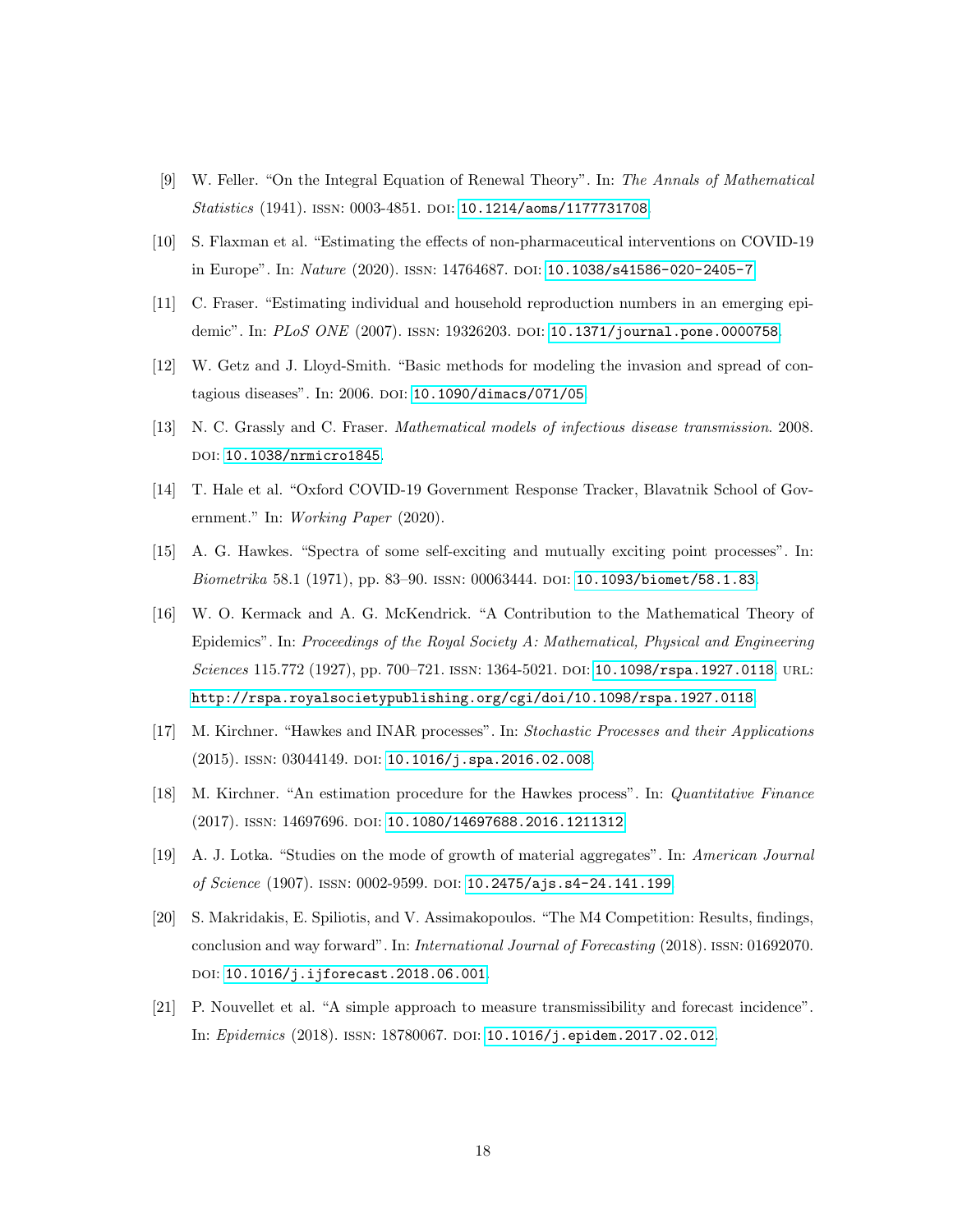[9] W. Feller. "On the Integral Equation of Renewal Theory". In: *The Annals of Mathematical Statistics* (1941). ISSN: 0003-4851. DOI: 10.1214/aoms/1177731708.

[10] S. Flaxman et al. "Estimating the effects of non-pharmaceutical interventions on COVID-19 in Europe". In: *Nature* (2020). ISSN: 14764687. DOI: 10.1038/s41586-020-2405-7.

[11] C. Fraser. "Estimating individual and household reproduction numbers in an emerging epidemic". In: *PLoS ONE* (2007). ISSN: 19326203. DOI: 10.1371/journal.pone.0000758.

[12] W. Getz and J. Lloyd-Smith. "Basic methods for modeling the invasion and spread of contagious diseases". In: 2006. DOI: 10.1090/dimacs/071/05.

[13] N. C. Grassly and C. Fraser. *Mathematical models of infectious disease transmission*. 2008. DOI: 10.1038/nrmicro1845.

[14] T. Hale et al. "Oxford COVID-19 Government Response Tracker, Blavatnik School of Government." In: *Working Paper* (2020).

[15] A. G. Hawkes. "Spectra of some self-exciting and mutually exciting point processes". In: *Biometrika* 58.1 (1971), pp. 83–90. ISSN: 00063444. DOI: 10.1093/biomet/58.1.83.

[16] W. O. Kermack and A. G. McKendrick. "A Contribution to the Mathematical Theory of Epidemics". In: *Proceedings of the Royal Society A: Mathematical, Physical and Engineering Sciences* 115.772 (1927), pp. 700–721. ISSN: 1364-5021. DOI: 10.1098/rspa.1927.0118. URL: http://rspa.royalsocietypublishing.org/cgi/doi/10.1098/rspa.1927.0118.

[17] M. Kirchner. "Hawkes and INAR processes". In: *Stochastic Processes and their Applications* (2015). ISSN: 03044149. DOI: 10.1016/j.spa.2016.02.008.

[18] M. Kirchner. "An estimation procedure for the Hawkes process". In: *Quantitative Finance* (2017). ISSN: 14697696. DOI: 10.1080/14697688.2016.1211312.

[19] A. J. Lotka. "Studies on the mode of growth of material aggregates". In: *American Journal of Science* (1907). ISSN: 0002-9599. DOI: 10.2475/ajs.s4-24.141.199.

[20] S. Makridakis, E. Spiliotis, and V. Assimakopoulos. "The M4 Competition: Results, findings, conclusion and way forward". In: *International Journal of Forecasting* (2018). ISSN: 01692070. DOI: 10.1016/j.ijforecast.2018.06.001.

[21] P. Nouvellet et al. "A simple approach to measure transmissibility and forecast incidence". In: *Epidemics* (2018). ISSN: 18780067. DOI: 10.1016/j.epidem.2017.02.012.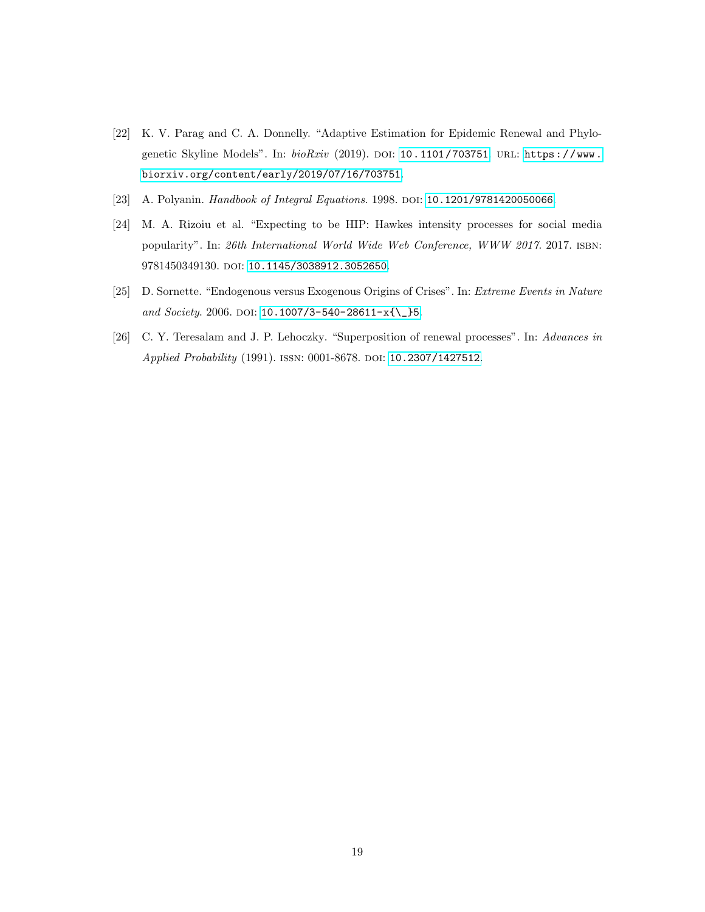[22] K. V. Parag and C. A. Donnelly. "Adaptive Estimation for Epidemic Renewal and Phylogenetic Skyline Models". In: *bioRxiv* (2019). DOI: 10.1101/703751. URL: https://www.biorxiv.org/content/early/2019/07/16/703751.

[23] A. Polyanin. *Handbook of Integral Equations*. 1998. DOI: 10.1201/9781420050066.

[24] M. A. Rizoiu et al. "Expecting to be HIP: Hawkes intensity processes for social media popularity". In: *26th International World Wide Web Conference, WWW 2017*. 2017. ISBN: 9781450349130. DOI: 10.1145/3038912.3052650.

[25] D. Sornette. "Endogenous versus Exogenous Origins of Crises". In: *Extreme Events in Nature and Society*. 2006. DOI: 10.1007/3-540-28611-x{\_}5.

[26] C. Y. Teresalam and J. P. Lehoczky. "Superposition of renewal processes". In: *Advances in Applied Probability* (1991). ISSN: 0001-8678. DOI: 10.2307/1427512.